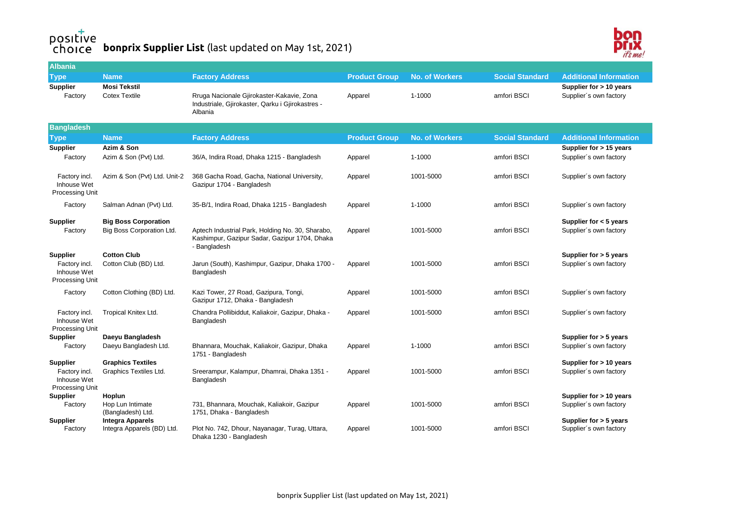# bonprix Supplier List (last updated on May 1st, 2021)

## Albania

| Type | Name | Factory Address | Product Group | No. of Workers | Social Standard | Additional Information |
|---|---|---|---|---|---|---|
| **Supplier** | **Mosi Tekstil** | | | | | **Supplier for > 10 years** |
| Factory | Cotex Textile | Rruga Nacionale Gjirokaster-Kakavie, Zona Industriale, Gjirokaster, Qarku i Gjirokastres - Albania | Apparel | 1-1000 | amfori BSCI | Supplier´s own factory |

## Bangladesh

| Type | Name | Factory Address | Product Group | No. of Workers | Social Standard | Additional Information |
|---|---|---|---|---|---|---|
| **Supplier** | **Azim & Son** | | | | | **Supplier for > 15 years** |
| Factory | Azim & Son (Pvt) Ltd. | 36/A, Indira Road, Dhaka 1215 - Bangladesh | Apparel | 1-1000 | amfori BSCI | Supplier´s own factory |
| Factory incl. Inhouse Wet Processing Unit | Azim & Son (Pvt) Ltd. Unit-2 | 368 Gacha Road, Gacha, National University, Gazipur 1704 - Bangladesh | Apparel | 1001-5000 | amfori BSCI | Supplier´s own factory |
| Factory | Salman Adnan (Pvt) Ltd. | 35-B/1, Indira Road, Dhaka 1215 - Bangladesh | Apparel | 1-1000 | amfori BSCI | Supplier´s own factory |
| **Supplier** | **Big Boss Corporation** | | | | | **Supplier for < 5 years** |
| Factory | Big Boss Corporation Ltd. | Aptech Industrial Park, Holding No. 30, Sharabo, Kashimpur, Gazipur Sadar, Gazipur 1704, Dhaka - Bangladesh | Apparel | 1001-5000 | amfori BSCI | Supplier´s own factory |
| **Supplier** | **Cotton Club** | | | | | **Supplier for > 5 years** |
| Factory incl. Inhouse Wet Processing Unit | Cotton Club (BD) Ltd. | Jarun (South), Kashimpur, Gazipur, Dhaka 1700 - Bangladesh | Apparel | 1001-5000 | amfori BSCI | Supplier´s own factory |
| Factory | Cotton Clothing (BD) Ltd. | Kazi Tower, 27 Road, Gazipura, Tongi, Gazipur 1712, Dhaka - Bangladesh | Apparel | 1001-5000 | amfori BSCI | Supplier´s own factory |
| Factory incl. Inhouse Wet Processing Unit | Tropical Knitex Ltd. | Chandra Pollibiddut, Kaliakoir, Gazipur, Dhaka - Bangladesh | Apparel | 1001-5000 | amfori BSCI | Supplier´s own factory |
| **Supplier** | **Daeyu Bangladesh** | | | | | **Supplier for > 5 years** |
| Factory | Daeyu Bangladesh Ltd. | Bhannara, Mouchak, Kaliakoir, Gazipur, Dhaka 1751 - Bangladesh | Apparel | 1-1000 | amfori BSCI | Supplier´s own factory |
| **Supplier** | **Graphics Textiles** | | | | | **Supplier for > 10 years** |
| Factory incl. Inhouse Wet Processing Unit | Graphics Textiles Ltd. | Sreerampur, Kalampur, Dhamrai, Dhaka 1351 - Bangladesh | Apparel | 1001-5000 | amfori BSCI | Supplier´s own factory |
| **Supplier** | **Hoplun** | | | | | **Supplier for > 10 years** |
| Factory | Hop Lun Intimate (Bangladesh) Ltd. | 731, Bhannara, Mouchak, Kaliakoir, Gazipur 1751, Dhaka - Bangladesh | Apparel | 1001-5000 | amfori BSCI | Supplier´s own factory |
| **Supplier** | **Integra Apparels** | | | | | **Supplier for > 5 years** |
| Factory | Integra Apparels (BD) Ltd. | Plot No. 742, Dhour, Nayanagar, Turag, Uttara, Dhaka 1230 - Bangladesh | Apparel | 1001-5000 | amfori BSCI | Supplier´s own factory |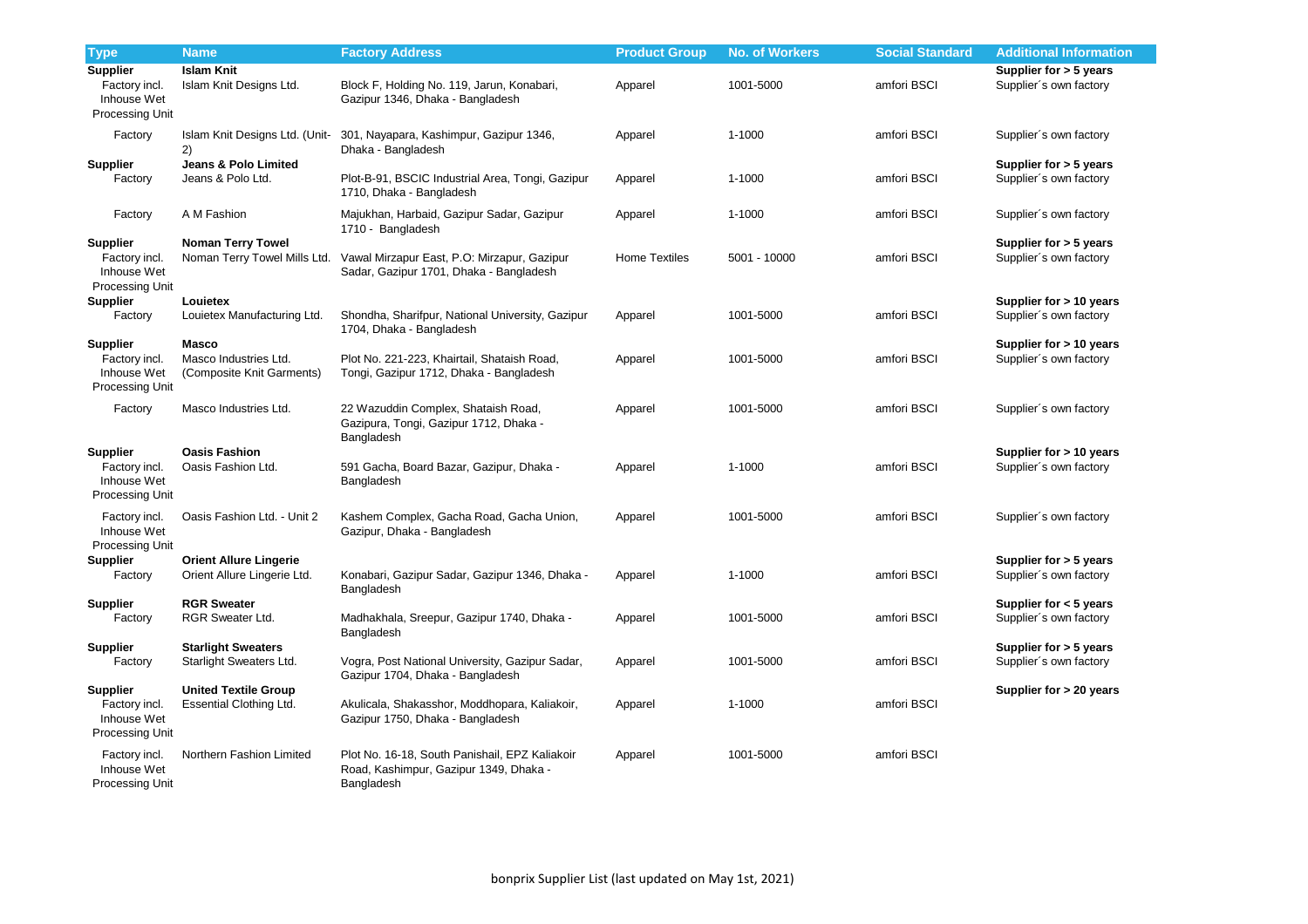| Type | Name | Factory Address | Product Group | No. of Workers | Social Standard | Additional Information |
|---|---|---|---|---|---|---|
| **Supplier** | **Islam Knit** | | | | | **Supplier for > 5 years** |
| Factory incl. Inhouse Wet Processing Unit | Islam Knit Designs Ltd. | Block F, Holding No. 119, Jarun, Konabari, Gazipur 1346, Dhaka - Bangladesh | Apparel | 1001-5000 | amfori BSCI | Supplier´s own factory |
| Factory | Islam Knit Designs Ltd. (Unit-2) | 301, Nayapara, Kashimpur, Gazipur 1346, Dhaka - Bangladesh | Apparel | 1-1000 | amfori BSCI | Supplier´s own factory |
| **Supplier** | **Jeans & Polo Limited** | | | | | **Supplier for > 5 years** |
| Factory | Jeans & Polo Ltd. | Plot-B-91, BSCIC Industrial Area, Tongi, Gazipur 1710, Dhaka - Bangladesh | Apparel | 1-1000 | amfori BSCI | Supplier´s own factory |
| Factory | A M Fashion | Majukhan, Harbaid, Gazipur Sadar, Gazipur 1710 - Bangladesh | Apparel | 1-1000 | amfori BSCI | Supplier´s own factory |
| **Supplier** | **Noman Terry Towel** | | | | | **Supplier for > 5 years** |
| Factory incl. Inhouse Wet Processing Unit | Noman Terry Towel Mills Ltd. | Vawal Mirzapur East, P.O: Mirzapur, Gazipur Sadar, Gazipur 1701, Dhaka - Bangladesh | Home Textiles | 5001 - 10000 | amfori BSCI | Supplier´s own factory |
| **Supplier** | **Louietex** | | | | | **Supplier for > 10 years** |
| Factory | Louietex Manufacturing Ltd. | Shondha, Sharifpur, National University, Gazipur 1704, Dhaka - Bangladesh | Apparel | 1001-5000 | amfori BSCI | Supplier´s own factory |
| **Supplier** | **Masco** | | | | | **Supplier for > 10 years** |
| Factory incl. Inhouse Wet Processing Unit | Masco Industries Ltd. (Composite Knit Garments) | Plot No. 221-223, Khairtail, Shataish Road, Tongi, Gazipur 1712, Dhaka - Bangladesh | Apparel | 1001-5000 | amfori BSCI | Supplier´s own factory |
| Factory | Masco Industries Ltd. | 22 Wazuddin Complex, Shataish Road, Gazipura, Tongi, Gazipur 1712, Dhaka - Bangladesh | Apparel | 1001-5000 | amfori BSCI | Supplier´s own factory |
| **Supplier** | **Oasis Fashion** | | | | | **Supplier for > 10 years** |
| Factory incl. Inhouse Wet Processing Unit | Oasis Fashion Ltd. | 591 Gacha, Board Bazar, Gazipur, Dhaka - Bangladesh | Apparel | 1-1000 | amfori BSCI | Supplier´s own factory |
| Factory incl. Inhouse Wet Processing Unit | Oasis Fashion Ltd. - Unit 2 | Kashem Complex, Gacha Road, Gacha Union, Gazipur, Dhaka - Bangladesh | Apparel | 1001-5000 | amfori BSCI | Supplier´s own factory |
| **Supplier** | **Orient Allure Lingerie** | | | | | **Supplier for > 5 years** |
| Factory | Orient Allure Lingerie Ltd. | Konabari, Gazipur Sadar, Gazipur 1346, Dhaka - Bangladesh | Apparel | 1-1000 | amfori BSCI | Supplier´s own factory |
| **Supplier** | **RGR Sweater** | | | | | **Supplier for < 5 years** |
| Factory | RGR Sweater Ltd. | Madhakhala, Sreepur, Gazipur 1740, Dhaka - Bangladesh | Apparel | 1001-5000 | amfori BSCI | Supplier´s own factory |
| **Supplier** | **Starlight Sweaters** | | | | | **Supplier for > 5 years** |
| Factory | Starlight Sweaters Ltd. | Vogra, Post National University, Gazipur Sadar, Gazipur 1704, Dhaka - Bangladesh | Apparel | 1001-5000 | amfori BSCI | Supplier´s own factory |
| **Supplier** | **United Textile Group** | | | | | **Supplier for > 20 years** |
| Factory incl. Inhouse Wet Processing Unit | Essential Clothing Ltd. | Akulicala, Shakasshor, Moddhopara, Kaliakoir, Gazipur 1750, Dhaka - Bangladesh | Apparel | 1-1000 | amfori BSCI | |
| Factory incl. Inhouse Wet Processing Unit | Northern Fashion Limited | Plot No. 16-18, South Panishail, EPZ Kaliakoir Road, Kashimpur, Gazipur 1349, Dhaka - Bangladesh | Apparel | 1001-5000 | amfori BSCI | |

bonprix Supplier List (last updated on May 1st, 2021)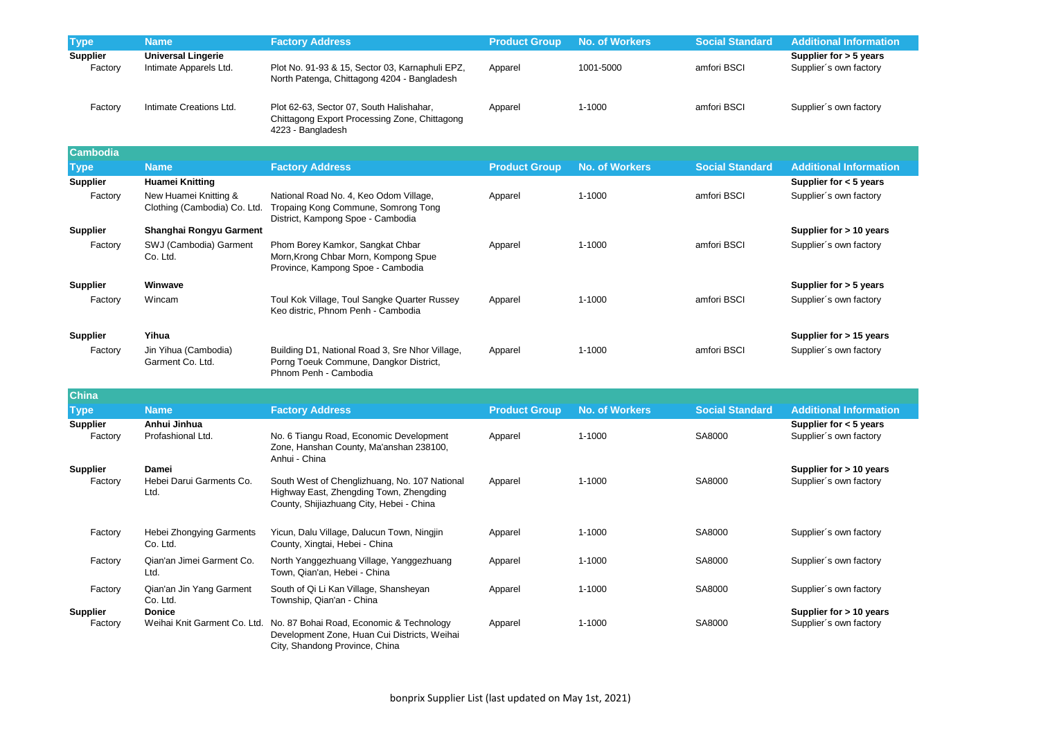| Type | Name | Factory Address | Product Group | No. of Workers | Social Standard | Additional Information |
|---|---|---|---|---|---|---|
| **Supplier** | **Universal Lingerie** | | | | | **Supplier for > 5 years** |
| Factory | Intimate Apparels Ltd. | Plot No. 91-93 & 15, Sector 03, Karnaphuli EPZ, North Patenga, Chittagong 4204 - Bangladesh | Apparel | 1001-5000 | amfori BSCI | Supplier´s own factory |
| Factory | Intimate Creations Ltd. | Plot 62-63, Sector 07, South Halishahar, Chittagong Export Processing Zone, Chittagong 4223 - Bangladesh | Apparel | 1-1000 | amfori BSCI | Supplier´s own factory |

## Cambodia

| Type | Name | Factory Address | Product Group | No. of Workers | Social Standard | Additional Information |
|---|---|---|---|---|---|---|
| **Supplier** | **Huamei Knitting** | | | | | **Supplier for < 5 years** |
| Factory | New Huamei Knitting & Clothing (Cambodia) Co. Ltd. | National Road No. 4, Keo Odom Village, Tropaing Kong Commune, Somrong Tong District, Kampong Spoe - Cambodia | Apparel | 1-1000 | amfori BSCI | Supplier´s own factory |
| **Supplier** | **Shanghai Rongyu Garment** | | | | | **Supplier for > 10 years** |
| Factory | SWJ (Cambodia) Garment Co. Ltd. | Phom Borey Kamkor, Sangkat Chbar Morn,Krong Chbar Morn, Kompong Spue Province, Kampong Spoe - Cambodia | Apparel | 1-1000 | amfori BSCI | Supplier´s own factory |
| **Supplier** | **Winwave** | | | | | **Supplier for > 5 years** |
| Factory | Wincam | Toul Kok Village, Toul Sangke Quarter Russey Keo distric, Phnom Penh - Cambodia | Apparel | 1-1000 | amfori BSCI | Supplier´s own factory |
| **Supplier** | **Yihua** | | | | | **Supplier for > 15 years** |
| Factory | Jin Yihua (Cambodia) Garment Co. Ltd. | Building D1, National Road 3, Sre Nhor Village, Porng Toeuk Commune, Dangkor District, Phnom Penh - Cambodia | Apparel | 1-1000 | amfori BSCI | Supplier´s own factory |

## China

| Type | Name | Factory Address | Product Group | No. of Workers | Social Standard | Additional Information |
|---|---|---|---|---|---|---|
| **Supplier** | **Anhui Jinhua** | | | | | **Supplier for < 5 years** |
| Factory | Profashional Ltd. | No. 6 Tiangu Road, Economic Development Zone, Hanshan County, Ma'anshan 238100, Anhui - China | Apparel | 1-1000 | SA8000 | Supplier´s own factory |
| **Supplier** | **Damei** | | | | | **Supplier for > 10 years** |
| Factory | Hebei Darui Garments Co. Ltd. | South West of Chenglizhuang, No. 107 National Highway East, Zhengding Town, Zhengding County, Shijiazhuang City, Hebei - China | Apparel | 1-1000 | SA8000 | Supplier´s own factory |
| Factory | Hebei Zhongying Garments Co. Ltd. | Yicun, Dalu Village, Dalucun Town, Ningjin County, Xingtai, Hebei - China | Apparel | 1-1000 | SA8000 | Supplier´s own factory |
| Factory | Qian'an Jimei Garment Co. Ltd. | North Yanggezhuang Village, Yanggezhuang Town, Qian'an, Hebei - China | Apparel | 1-1000 | SA8000 | Supplier´s own factory |
| Factory | Qian'an Jin Yang Garment Co. Ltd. | South of Qi Li Kan Village, Shansheyan Township, Qian'an - China | Apparel | 1-1000 | SA8000 | Supplier´s own factory |
| **Supplier** | **Donice** | | | | | **Supplier for > 10 years** |
| Factory | Weihai Knit Garment Co. Ltd. | No. 87 Bohai Road, Economic & Technology Development Zone, Huan Cui Districts, Weihai City, Shandong Province, China | Apparel | 1-1000 | SA8000 | Supplier´s own factory |

bonprix Supplier List (last updated on May 1st, 2021)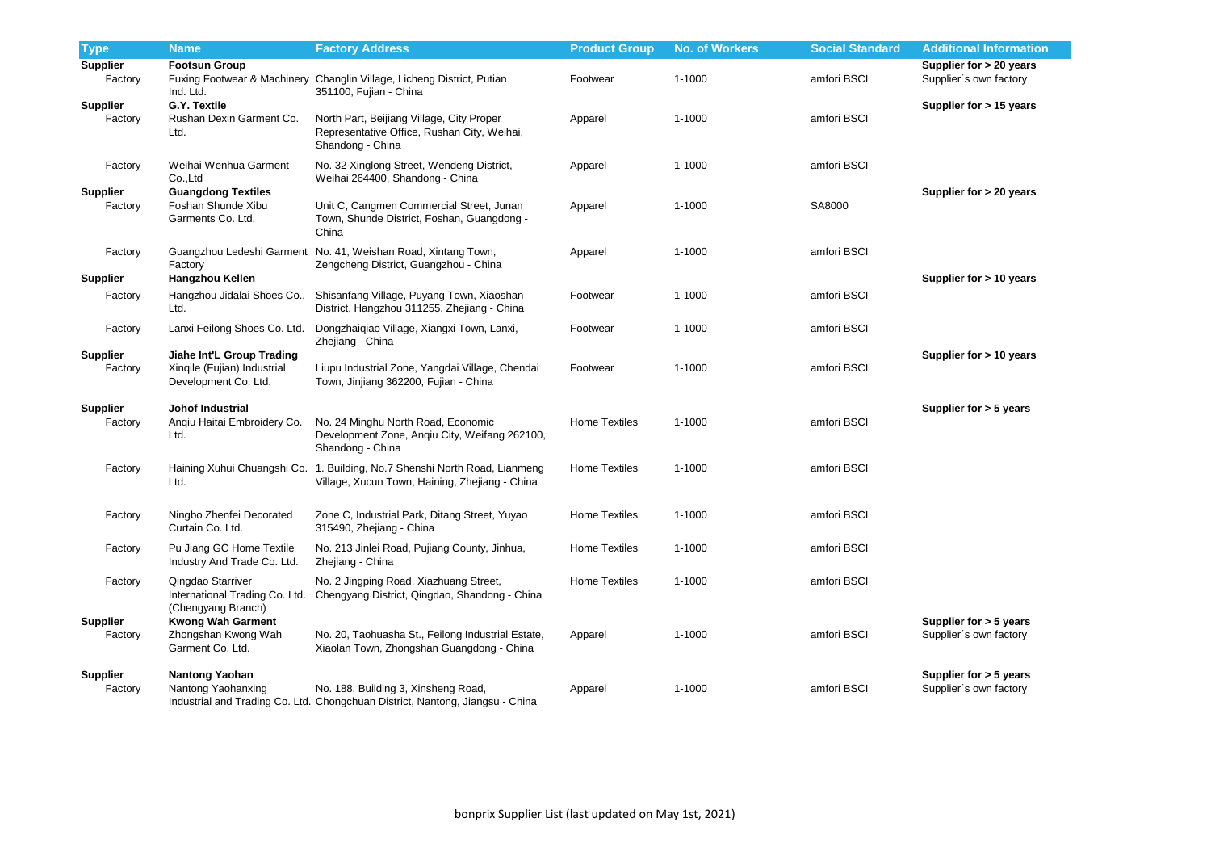| Type | Name | Factory Address | Product Group | No. of Workers | Social Standard | Additional Information |
|---|---|---|---|---|---|---|
| **Supplier** | **Footsun Group** | | | | | **Supplier for > 20 years** |
| Factory | Fuxing Footwear & Machinery Ind. Ltd. | Changlin Village, Licheng District, Putian 351100, Fujian - China | Footwear | 1-1000 | amfori BSCI | Supplier´s own factory |
| **Supplier** | **G.Y. Textile** | | | | | **Supplier for > 15 years** |
| Factory | Rushan Dexin Garment Co. Ltd. | North Part, Beijiang Village, City Proper Representative Office, Rushan City, Weihai, Shandong - China | Apparel | 1-1000 | amfori BSCI | |
| Factory | Weihai Wenhua Garment Co.,Ltd | No. 32 Xinglong Street, Wendeng District, Weihai 264400, Shandong - China | Apparel | 1-1000 | amfori BSCI | |
| **Supplier** | **Guangdong Textiles** | | | | | **Supplier for > 20 years** |
| Factory | Foshan Shunde Xibu Garments Co. Ltd. | Unit C, Cangmen Commercial Street, Junan Town, Shunde District, Foshan, Guangdong - China | Apparel | 1-1000 | SA8000 | |
| Factory | Guangzhou Ledeshi Garment Factory | No. 41, Weishan Road, Xintang Town, Zengcheng District, Guangzhou - China | Apparel | 1-1000 | amfori BSCI | |
| **Supplier** | **Hangzhou Kellen** | | | | | **Supplier for > 10 years** |
| Factory | Hangzhou Jidalai Shoes Co., Ltd. | Shisanfang Village, Puyang Town, Xiaoshan District, Hangzhou 311255, Zhejiang - China | Footwear | 1-1000 | amfori BSCI | |
| Factory | Lanxi Feilong Shoes Co. Ltd. | Dongzhaiqiao Village, Xiangxi Town, Lanxi, Zhejiang - China | Footwear | 1-1000 | amfori BSCI | |
| **Supplier** | **Jiahe Int'L Group Trading** | | | | | **Supplier for > 10 years** |
| Factory | Xinqile (Fujian) Industrial Development Co. Ltd. | Liupu Industrial Zone, Yangdai Village, Chendai Town, Jinjiang 362200, Fujian - China | Footwear | 1-1000 | amfori BSCI | |
| **Supplier** | **Johof Industrial** | | | | | **Supplier for > 5 years** |
| Factory | Anqiu Haitai Embroidery Co. Ltd. | No. 24 Minghu North Road, Economic Development Zone, Anqiu City, Weifang 262100, Shandong - China | Home Textiles | 1-1000 | amfori BSCI | |
| Factory | Haining Xuhui Chuangshi Co. Ltd. | 1. Building, No.7 Shenshi North Road, Lianmeng Village, Xucun Town, Haining, Zhejiang - China | Home Textiles | 1-1000 | amfori BSCI | |
| Factory | Ningbo Zhenfei Decorated Curtain Co. Ltd. | Zone C, Industrial Park, Ditang Street, Yuyao 315490, Zhejiang - China | Home Textiles | 1-1000 | amfori BSCI | |
| Factory | Pu Jiang GC Home Textile Industry And Trade Co. Ltd. | No. 213 Jinlei Road, Pujiang County, Jinhua, Zhejiang - China | Home Textiles | 1-1000 | amfori BSCI | |
| Factory | Qingdao Starriver International Trading Co. Ltd. (Chengyang Branch) | No. 2 Jingping Road, Xiazhuang Street, Chengyang District, Qingdao, Shandong - China | Home Textiles | 1-1000 | amfori BSCI | |
| **Supplier** | **Kwong Wah Garment** | | | | | **Supplier for > 5 years** |
| Factory | Zhongshan Kwong Wah Garment Co. Ltd. | No. 20, Taohuasha St., Feilong Industrial Estate, Xiaolan Town, Zhongshan Guangdong - China | Apparel | 1-1000 | amfori BSCI | Supplier´s own factory |
| **Supplier** | **Nantong Yaohan** | | | | | **Supplier for > 5 years** |
| Factory | Nantong Yaohanxing Industrial and Trading Co. Ltd. | No. 188, Building 3, Xinsheng Road, Chongchuan District, Nantong, Jiangsu - China | Apparel | 1-1000 | amfori BSCI | Supplier´s own factory |

bonprix Supplier List (last updated on May 1st, 2021)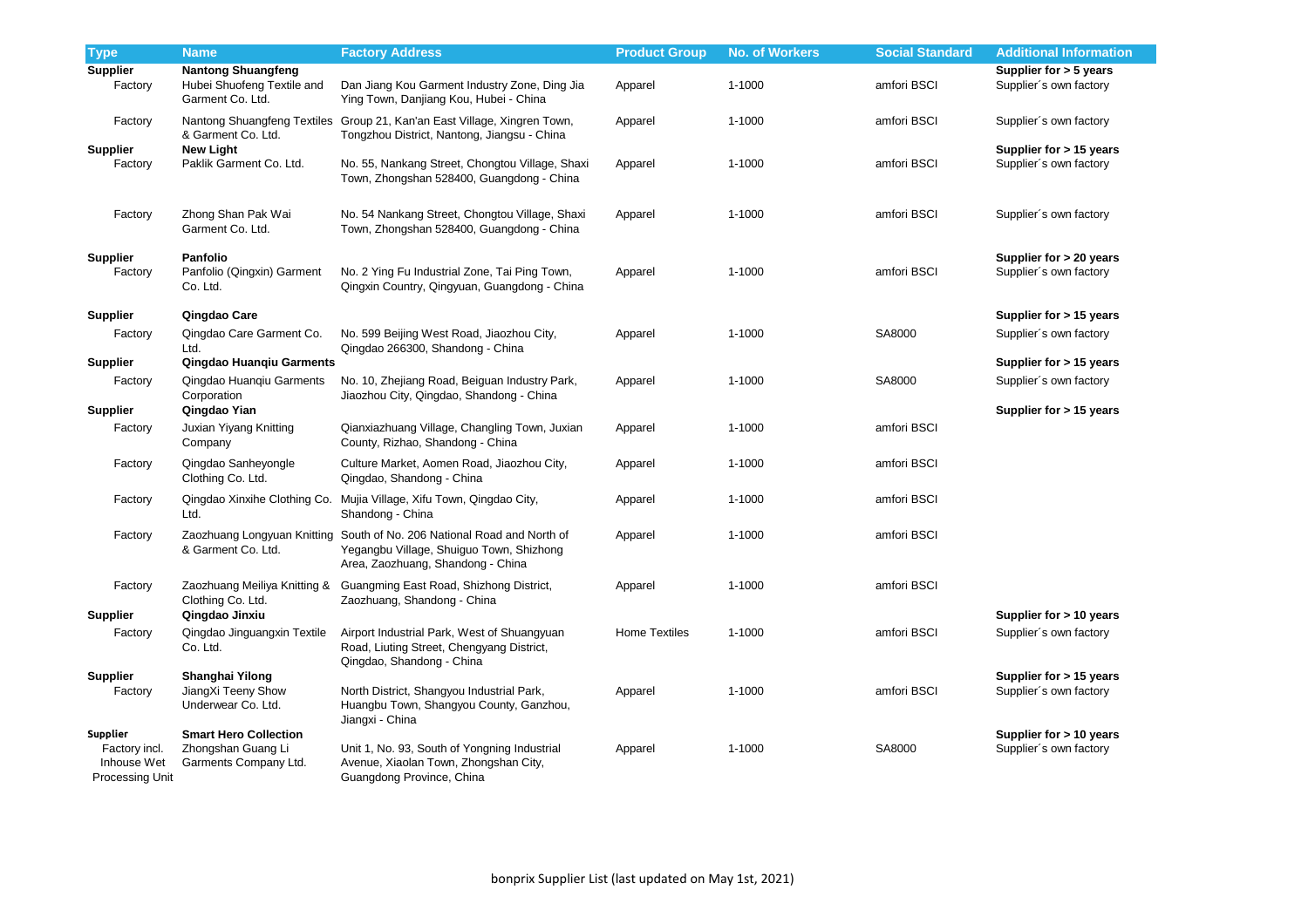| Type | Name | Factory Address | Product Group | No. of Workers | Social Standard | Additional Information |
|---|---|---|---|---|---|---|
| **Supplier** | **Nantong Shuangfeng** | | | | | **Supplier for > 5 years** |
| Factory | Hubei Shuofeng Textile and Garment Co. Ltd. | Dan Jiang Kou Garment Industry Zone, Ding Jia Ying Town, Danjiang Kou, Hubei - China | Apparel | 1-1000 | amfori BSCI | Supplier´s own factory |
| Factory | Nantong Shuangfeng Textiles & Garment Co. Ltd. | Group 21, Kan'an East Village, Xingren Town, Tongzhou District, Nantong, Jiangsu - China | Apparel | 1-1000 | amfori BSCI | Supplier´s own factory |
| **Supplier** | **New Light** | | | | | **Supplier for > 15 years** |
| Factory | Paklik Garment Co. Ltd. | No. 55, Nankang Street, Chongtou Village, Shaxi Town, Zhongshan 528400, Guangdong - China | Apparel | 1-1000 | amfori BSCI | Supplier´s own factory |
| Factory | Zhong Shan Pak Wai Garment Co. Ltd. | No. 54 Nankang Street, Chongtou Village, Shaxi Town, Zhongshan 528400, Guangdong - China | Apparel | 1-1000 | amfori BSCI | Supplier´s own factory |
| **Supplier** | **Panfolio** | | | | | **Supplier for > 20 years** |
| Factory | Panfolio (Qingxin) Garment Co. Ltd. | No. 2 Ying Fu Industrial Zone, Tai Ping Town, Qingxin Country, Qingyuan, Guangdong - China | Apparel | 1-1000 | amfori BSCI | Supplier´s own factory |
| **Supplier** | **Qingdao Care** | | | | | **Supplier for > 15 years** |
| Factory | Qingdao Care Garment Co. Ltd. | No. 599 Beijing West Road, Jiaozhou City, Qingdao 266300, Shandong - China | Apparel | 1-1000 | SA8000 | Supplier´s own factory |
| **Supplier** | **Qingdao Huanqiu Garments** | | | | | **Supplier for > 15 years** |
| Factory | Qingdao Huanqiu Garments Corporation | No. 10, Zhejiang Road, Beiguan Industry Park, Jiaozhou City, Qingdao, Shandong - China | Apparel | 1-1000 | SA8000 | Supplier´s own factory |
| **Supplier** | **Qingdao Yian** | | | | | **Supplier for > 15 years** |
| Factory | Juxian Yiyang Knitting Company | Qianxiazhuang Village, Changling Town, Juxian County, Rizhao, Shandong - China | Apparel | 1-1000 | amfori BSCI | |
| Factory | Qingdao Sanheyongle Clothing Co. Ltd. | Culture Market, Aomen Road, Jiaozhou City, Qingdao, Shandong - China | Apparel | 1-1000 | amfori BSCI | |
| Factory | Qingdao Xinxihe Clothing Co. Ltd. | Mujia Village, Xifu Town, Qingdao City, Shandong - China | Apparel | 1-1000 | amfori BSCI | |
| Factory | Zaozhuang Longyuan Knitting & Garment Co. Ltd. | South of No. 206 National Road and North of Yegangbu Village, Shuiguo Town, Shizhong Area, Zaozhuang, Shandong - China | Apparel | 1-1000 | amfori BSCI | |
| Factory | Zaozhuang Meiliya Knitting & Clothing Co. Ltd. | Guangming East Road, Shizhong District, Zaozhuang, Shandong - China | Apparel | 1-1000 | amfori BSCI | |
| **Supplier** | **Qingdao Jinxiu** | | | | | **Supplier for > 10 years** |
| Factory | Qingdao Jinguangxin Textile Co. Ltd. | Airport Industrial Park, West of Shuangyuan Road, Liuting Street, Chengyang District, Qingdao, Shandong - China | Home Textiles | 1-1000 | amfori BSCI | Supplier´s own factory |
| **Supplier** | **Shanghai Yilong** | | | | | **Supplier for > 15 years** |
| Factory | JiangXi Teeny Show Underwear Co. Ltd. | North District, Shangyou Industrial Park, Huangbu Town, Shangyou County, Ganzhou, Jiangxi - China | Apparel | 1-1000 | amfori BSCI | Supplier´s own factory |
| **Supplier** | **Smart Hero Collection** | | | | | **Supplier for > 10 years** |
| Factory incl. Inhouse Wet Processing Unit | Zhongshan Guang Li Garments Company Ltd. | Unit 1, No. 93, South of Yongning Industrial Avenue, Xiaolan Town, Zhongshan City, Guangdong Province, China | Apparel | 1-1000 | SA8000 | Supplier´s own factory |

bonprix Supplier List (last updated on May 1st, 2021)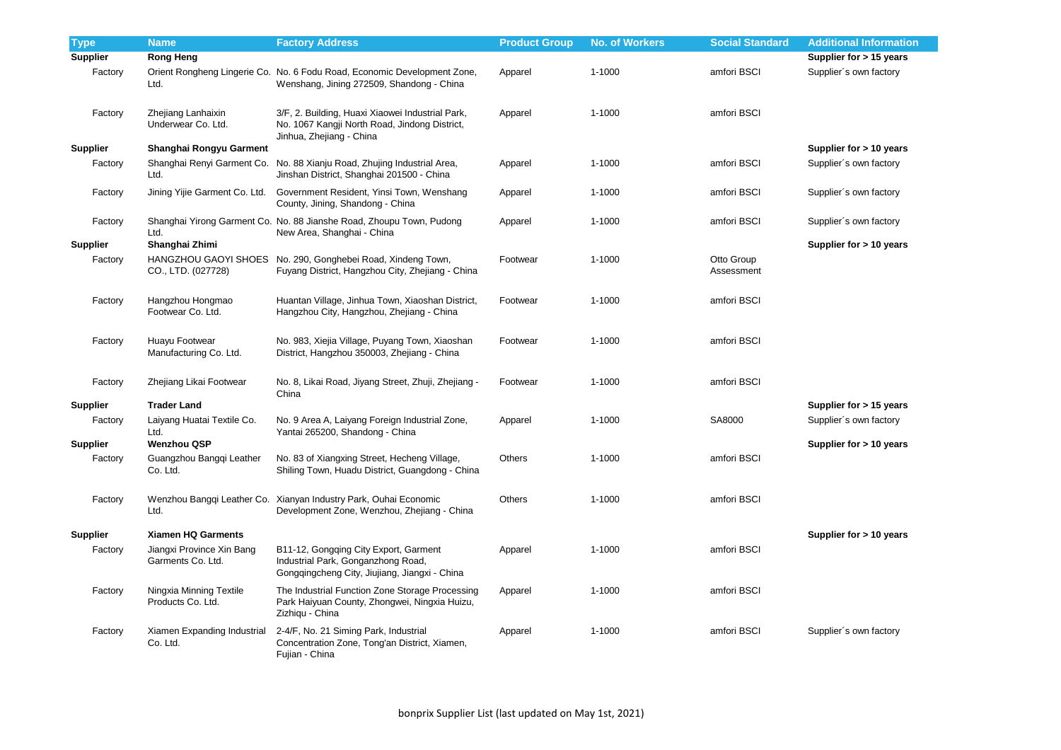| Type | Name | Factory Address | Product Group | No. of Workers | Social Standard | Additional Information |
|---|---|---|---|---|---|---|
| **Supplier** | **Rong Heng** | | | | | **Supplier for > 15 years** |
| Factory | Orient Rongheng Lingerie Co. Ltd. | No. 6 Fodu Road, Economic Development Zone, Wenshang, Jining 272509, Shandong - China | Apparel | 1-1000 | amfori BSCI | Supplier´s own factory |
| Factory | Zhejiang Lanhaixin Underwear Co. Ltd. | 3/F, 2. Building, Huaxi Xiaowei Industrial Park, No. 1067 Kangji North Road, Jindong District, Jinhua, Zhejiang - China | Apparel | 1-1000 | amfori BSCI | |
| **Supplier** | **Shanghai Rongyu Garment** | | | | | **Supplier for > 10 years** |
| Factory | Shanghai Renyi Garment Co. Ltd. | No. 88 Xianju Road, Zhujing Industrial Area, Jinshan District, Shanghai 201500 - China | Apparel | 1-1000 | amfori BSCI | Supplier´s own factory |
| Factory | Jining Yijie Garment Co. Ltd. | Government Resident, Yinsi Town, Wenshang County, Jining, Shandong - China | Apparel | 1-1000 | amfori BSCI | Supplier´s own factory |
| Factory | Shanghai Yirong Garment Co. Ltd. | No. 88 Jianshe Road, Zhoupu Town, Pudong New Area, Shanghai - China | Apparel | 1-1000 | amfori BSCI | Supplier´s own factory |
| **Supplier** | **Shanghai Zhimi** | | | | | **Supplier for > 10 years** |
| Factory | HANGZHOU GAOYI SHOES CO., LTD. (027728) | No. 290, Gonghebei Road, Xindeng Town, Fuyang District, Hangzhou City, Zhejiang - China | Footwear | 1-1000 | Otto Group Assessment | |
| Factory | Hangzhou Hongmao Footwear Co. Ltd. | Huantan Village, Jinhua Town, Xiaoshan District, Hangzhou City, Hangzhou, Zhejiang - China | Footwear | 1-1000 | amfori BSCI | |
| Factory | Huayu Footwear Manufacturing Co. Ltd. | No. 983, Xiejia Village, Puyang Town, Xiaoshan District, Hangzhou 350003, Zhejiang - China | Footwear | 1-1000 | amfori BSCI | |
| Factory | Zhejiang Likai Footwear | No. 8, Likai Road, Jiyang Street, Zhuji, Zhejiang - China | Footwear | 1-1000 | amfori BSCI | |
| **Supplier** | **Trader Land** | | | | | **Supplier for > 15 years** |
| Factory | Laiyang Huatai Textile Co. Ltd. | No. 9 Area A, Laiyang Foreign Industrial Zone, Yantai 265200, Shandong - China | Apparel | 1-1000 | SA8000 | Supplier´s own factory |
| **Supplier** | **Wenzhou QSP** | | | | | **Supplier for > 10 years** |
| Factory | Guangzhou Bangqi Leather Co. Ltd. | No. 83 of Xiangxing Street, Hecheng Village, Shiling Town, Huadu District, Guangdong - China | Others | 1-1000 | amfori BSCI | |
| Factory | Wenzhou Bangqi Leather Co. Ltd. | Xianyan Industry Park, Ouhai Economic Development Zone, Wenzhou, Zhejiang - China | Others | 1-1000 | amfori BSCI | |
| **Supplier** | **Xiamen HQ Garments** | | | | | **Supplier for > 10 years** |
| Factory | Jiangxi Province Xin Bang Garments Co. Ltd. | B11-12, Gongqing City Export, Garment Industrial Park, Gonganzhong Road, Gongqingcheng City, Jiujiang, Jiangxi - China | Apparel | 1-1000 | amfori BSCI | |
| Factory | Ningxia Minning Textile Products Co. Ltd. | The Industrial Function Zone Storage Processing Park Haiyuan County, Zhongwei, Ningxia Huizu, Zizhiqu - China | Apparel | 1-1000 | amfori BSCI | |
| Factory | Xiamen Expanding Industrial Co. Ltd. | 2-4/F, No. 21 Siming Park, Industrial Concentration Zone, Tong'an District, Xiamen, Fujian - China | Apparel | 1-1000 | amfori BSCI | Supplier´s own factory |

bonprix Supplier List (last updated on May 1st, 2021)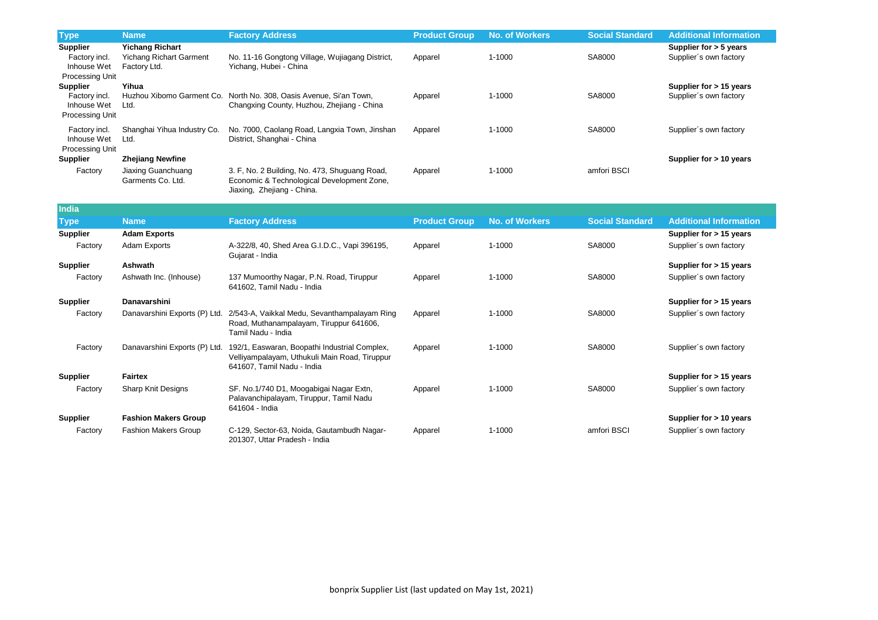| Type | Name | Factory Address | Product Group | No. of Workers | Social Standard | Additional Information |
|---|---|---|---|---|---|---|
| **Supplier** | **Yichang Richart** | | | | | **Supplier for > 5 years** |
| Factory incl. Inhouse Wet Processing Unit | Yichang Richart Garment Factory Ltd. | No. 11-16 Gongtong Village, Wujiagang District, Yichang, Hubei - China | Apparel | 1-1000 | SA8000 | Supplier´s own factory |
| **Supplier** | **Yihua** | | | | | **Supplier for > 15 years** |
| Factory incl. Inhouse Wet Processing Unit | Huzhou Xibomo Garment Co. Ltd. | North No. 308, Oasis Avenue, Si'an Town, Changxing County, Huzhou, Zhejiang - China | Apparel | 1-1000 | SA8000 | Supplier´s own factory |
| Factory incl. Inhouse Wet Processing Unit | Shanghai Yihua Industry Co. Ltd. | No. 7000, Caolang Road, Langxia Town, Jinshan District, Shanghai - China | Apparel | 1-1000 | SA8000 | Supplier´s own factory |
| **Supplier** | **Zhejiang Newfine** | | | | | **Supplier for > 10 years** |
| Factory | Jiaxing Guanchuang Garments Co. Ltd. | 3. F, No. 2 Building, No. 473, Shuguang Road, Economic & Technological Development Zone, Jiaxing, Zhejiang - China. | Apparel | 1-1000 | amfori BSCI | |

## India

| Type | Name | Factory Address | Product Group | No. of Workers | Social Standard | Additional Information |
|---|---|---|---|---|---|---|
| **Supplier** | **Adam Exports** | | | | | **Supplier for > 15 years** |
| Factory | Adam Exports | A-322/8, 40, Shed Area G.I.D.C., Vapi 396195, Gujarat - India | Apparel | 1-1000 | SA8000 | Supplier´s own factory |
| **Supplier** | **Ashwath** | | | | | **Supplier for > 15 years** |
| Factory | Ashwath Inc. (Inhouse) | 137 Mumoorthy Nagar, P.N. Road, Tiruppur 641602, Tamil Nadu - India | Apparel | 1-1000 | SA8000 | Supplier´s own factory |
| **Supplier** | **Danavarshini** | | | | | **Supplier for > 15 years** |
| Factory | Danavarshini Exports (P) Ltd. | 2/543-A, Vaikkal Medu, Sevanthampalayam Ring Road, Muthanampalayam, Tiruppur 641606, Tamil Nadu - India | Apparel | 1-1000 | SA8000 | Supplier´s own factory |
| Factory | Danavarshini Exports (P) Ltd. | 192/1, Easwaran, Boopathi Industrial Complex, Velliyampalayam, Uthukuli Main Road, Tiruppur 641607, Tamil Nadu - India | Apparel | 1-1000 | SA8000 | Supplier´s own factory |
| **Supplier** | **Fairtex** | | | | | **Supplier for > 15 years** |
| Factory | Sharp Knit Designs | SF. No.1/740 D1, Moogabigai Nagar Extn, Palavanchipalayam, Tiruppur, Tamil Nadu 641604 - India | Apparel | 1-1000 | SA8000 | Supplier´s own factory |
| **Supplier** | **Fashion Makers Group** | | | | | **Supplier for > 10 years** |
| Factory | Fashion Makers Group | C-129, Sector-63, Noida, Gautambudh Nagar-201307, Uttar Pradesh - India | Apparel | 1-1000 | amfori BSCI | Supplier´s own factory |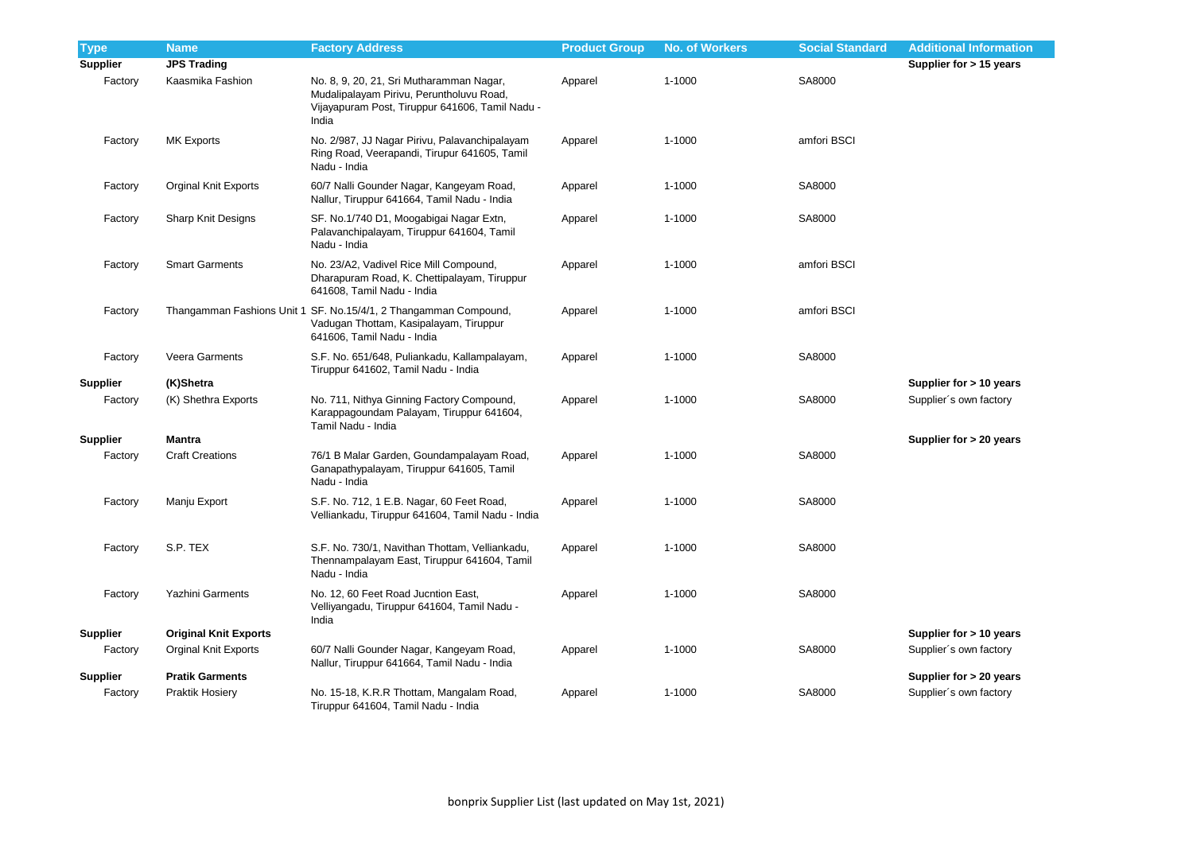| Type | Name | Factory Address | Product Group | No. of Workers | Social Standard | Additional Information |
|---|---|---|---|---|---|---|
| **Supplier** | **JPS Trading** | | | | | **Supplier for > 15 years** |
| Factory | Kaasmika Fashion | No. 8, 9, 20, 21, Sri Mutharamman Nagar, Mudalipalayam Pirivu, Perunthoḷuvu Road, Vijayapuram Post, Tiruppur 641606, Tamil Nadu - India | Apparel | 1-1000 | SA8000 | |
| Factory | MK Exports | No. 2/987, JJ Nagar Pirivu, Palavanchipalayam Ring Road, Veerapandi, Tirupur 641605, Tamil Nadu - India | Apparel | 1-1000 | amfori BSCI | |
| Factory | Orginal Knit Exports | 60/7 Nalli Gounder Nagar, Kangeyam Road, Nallur, Tiruppur 641664, Tamil Nadu - India | Apparel | 1-1000 | SA8000 | |
| Factory | Sharp Knit Designs | SF. No.1/740 D1, Moogabigai Nagar Extn, Palavanchipalayam, Tiruppur 641604, Tamil Nadu - India | Apparel | 1-1000 | SA8000 | |
| Factory | Smart Garments | No. 23/A2, Vadivel Rice Mill Compound, Dharapuram Road, K. Chettipalayam, Tiruppur 641608, Tamil Nadu - India | Apparel | 1-1000 | amfori BSCI | |
| Factory | Thangamman Fashions Unit 1 | SF. No.15/4/1, 2 Thangamman Compound, Vadugan Thottam, Kasipalayam, Tiruppur 641606, Tamil Nadu - India | Apparel | 1-1000 | amfori BSCI | |
| Factory | Veera Garments | S.F. No. 651/648, Puliankadu, Kallampalayam, Tiruppur 641602, Tamil Nadu - India | Apparel | 1-1000 | SA8000 | |
| **Supplier** | **(K)Shetra** | | | | | **Supplier for > 10 years** |
| Factory | (K) Shethra Exports | No. 711, Nithya Ginning Factory Compound, Karappagoundam Palayam, Tiruppur 641604, Tamil Nadu - India | Apparel | 1-1000 | SA8000 | Supplier´s own factory |
| **Supplier** | **Mantra** | | | | | **Supplier for > 20 years** |
| Factory | Craft Creations | 76/1 B Malar Garden, Goundampalayam Road, Ganapathypalayam, Tiruppur 641605, Tamil Nadu - India | Apparel | 1-1000 | SA8000 | |
| Factory | Manju Export | S.F. No. 712, 1 E.B. Nagar, 60 Feet Road, Velliankadu, Tiruppur 641604, Tamil Nadu - India | Apparel | 1-1000 | SA8000 | |
| Factory | S.P. TEX | S.F. No. 730/1, Navithan Thottam, Velliankadu, Thennampalayam East, Tiruppur 641604, Tamil Nadu - India | Apparel | 1-1000 | SA8000 | |
| Factory | Yazhini Garments | No. 12, 60 Feet Road Jucntion East, Velliyangadu, Tiruppur 641604, Tamil Nadu - India | Apparel | 1-1000 | SA8000 | |
| **Supplier** | **Original Knit Exports** | | | | | **Supplier for > 10 years** |
| Factory | Orginal Knit Exports | 60/7 Nalli Gounder Nagar, Kangeyam Road, Nallur, Tiruppur 641664, Tamil Nadu - India | Apparel | 1-1000 | SA8000 | Supplier´s own factory |
| **Supplier** | **Pratik Garments** | | | | | **Supplier for > 20 years** |
| Factory | Praktik Hosiery | No. 15-18, K.R.R Thottam, Mangalam Road, Tiruppur 641604, Tamil Nadu - India | Apparel | 1-1000 | SA8000 | Supplier´s own factory |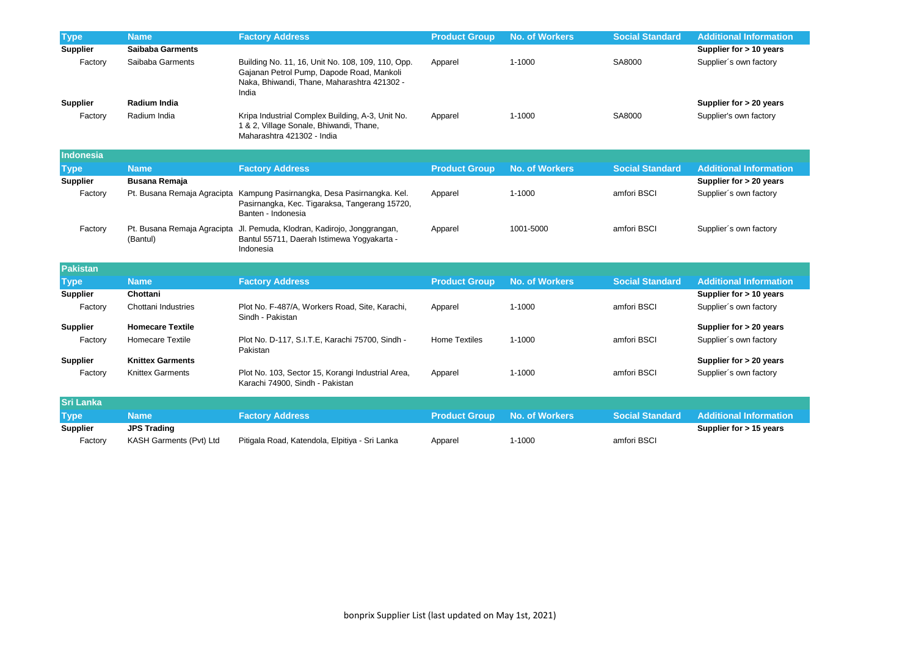| Type | Name | Factory Address | Product Group | No. of Workers | Social Standard | Additional Information |
|---|---|---|---|---|---|---|
| **Supplier** | **Saibaba Garments** | | | | | **Supplier for > 10 years** |
| Factory | Saibaba Garments | Building No. 11, 16, Unit No. 108, 109, 110, Opp. Gajanan Petrol Pump, Dapode Road, Mankoli Naka, Bhiwandi, Thane, Maharashtra 421302 - India | Apparel | 1-1000 | SA8000 | Supplier´s own factory |
| **Supplier** | **Radium India** | | | | | **Supplier for > 20 years** |
| Factory | Radium India | Kripa Industrial Complex Building, A-3, Unit No. 1 & 2, Village Sonale, Bhiwandi, Thane, Maharashtra 421302 - India | Apparel | 1-1000 | SA8000 | Supplier's own factory |

## Indonesia

| Type | Name | Factory Address | Product Group | No. of Workers | Social Standard | Additional Information |
|---|---|---|---|---|---|---|
| **Supplier** | **Busana Remaja** | | | | | **Supplier for > 20 years** |
| Factory | Pt. Busana Remaja Agracipta | Kampung Pasirnangka, Desa Pasirnangka. Kel. Pasirnangka, Kec. Tigaraksa, Tangerang 15720, Banten - Indonesia | Apparel | 1-1000 | amfori BSCI | Supplier´s own factory |
| Factory | Pt. Busana Remaja Agracipta (Bantul) | Jl. Pemuda, Klodran, Kadirojo, Jonggrangan, Bantul 55711, Daerah Istimewa Yogyakarta - Indonesia | Apparel | 1001-5000 | amfori BSCI | Supplier´s own factory |

## Pakistan

| Type | Name | Factory Address | Product Group | No. of Workers | Social Standard | Additional Information |
|---|---|---|---|---|---|---|
| **Supplier** | **Chottani** | | | | | **Supplier for > 10 years** |
| Factory | Chottani Industries | Plot No. F-487/A, Workers Road, Site, Karachi, Sindh - Pakistan | Apparel | 1-1000 | amfori BSCI | Supplier´s own factory |
| **Supplier** | **Homecare Textile** | | | | | **Supplier for > 20 years** |
| Factory | Homecare Textile | Plot No. D-117, S.I.T.E, Karachi 75700, Sindh - Pakistan | Home Textiles | 1-1000 | amfori BSCI | Supplier´s own factory |
| **Supplier** | **Knittex Garments** | | | | | **Supplier for > 20 years** |
| Factory | Knittex Garments | Plot No. 103, Sector 15, Korangi Industrial Area, Karachi 74900, Sindh - Pakistan | Apparel | 1-1000 | amfori BSCI | Supplier´s own factory |

## Sri Lanka

| Type | Name | Factory Address | Product Group | No. of Workers | Social Standard | Additional Information |
|---|---|---|---|---|---|---|
| **Supplier** | **JPS Trading** | | | | | **Supplier for > 15 years** |
| Factory | KASH Garments (Pvt) Ltd | Pitigala Road, Katendola, Elpitiya - Sri Lanka | Apparel | 1-1000 | amfori BSCI | |

bonprix Supplier List (last updated on May 1st, 2021)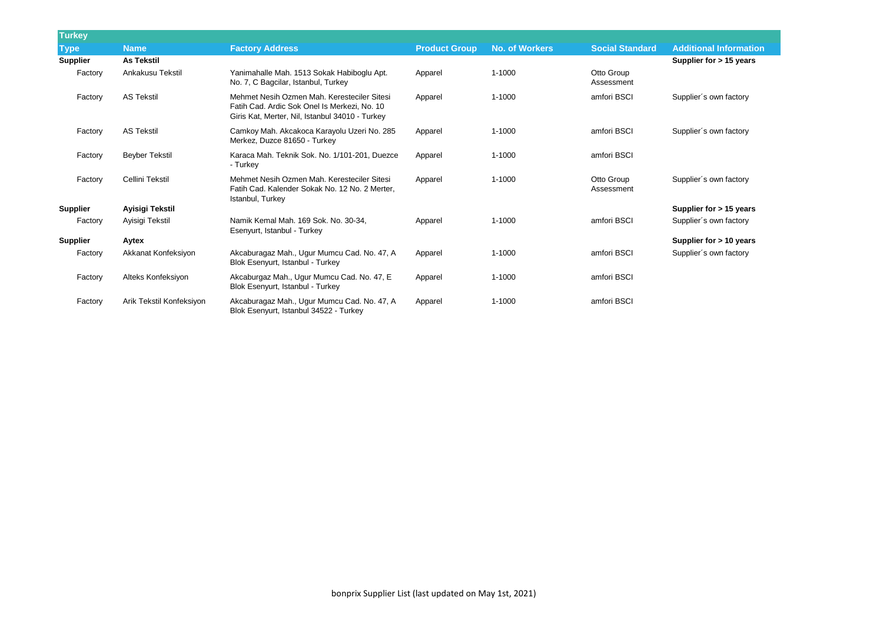| Turkey | | | | | | |
|---|---|---|---|---|---|---|
| **Type** | **Name** | **Factory Address** | **Product Group** | **No. of Workers** | **Social Standard** | **Additional Information** |
| **Supplier** | **As Tekstil** | | | | | **Supplier for > 15 years** |
| Factory | Ankakusu Tekstil | Yanimahalle Mah. 1513 Sokak Habiboglu Apt. No. 7, C Bagcilar, Istanbul, Turkey | Apparel | 1-1000 | Otto Group Assessment | |
| Factory | AS Tekstil | Mehmet Nesih Ozmen Mah. Keresteciler Sitesi Fatih Cad. Ardic Sok Onel Is Merkezi, No. 10 Giris Kat, Merter, Nil, Istanbul 34010 - Turkey | Apparel | 1-1000 | amfori BSCI | Supplier´s own factory |
| Factory | AS Tekstil | Camkoy Mah. Akcakoca Karayolu Uzeri No. 285 Merkez, Duzce 81650 - Turkey | Apparel | 1-1000 | amfori BSCI | Supplier´s own factory |
| Factory | Beyber Tekstil | Karaca Mah. Teknik Sok. No. 1/101-201, Duezce - Turkey | Apparel | 1-1000 | amfori BSCI | |
| Factory | Cellini Tekstil | Mehmet Nesih Ozmen Mah. Keresteciler Sitesi Fatih Cad. Kalender Sokak No. 12 No. 2 Merter, Istanbul, Turkey | Apparel | 1-1000 | Otto Group Assessment | Supplier´s own factory |
| **Supplier** | **Ayisigi Tekstil** | | | | | **Supplier for > 15 years** |
| Factory | Ayisigi Tekstil | Namik Kemal Mah. 169 Sok. No. 30-34, Esenyurt, Istanbul - Turkey | Apparel | 1-1000 | amfori BSCI | Supplier´s own factory |
| **Supplier** | **Aytex** | | | | | **Supplier for > 10 years** |
| Factory | Akkanat Konfeksiyon | Akcaburagaz Mah., Ugur Mumcu Cad. No. 47, A Blok Esenyurt, Istanbul - Turkey | Apparel | 1-1000 | amfori BSCI | Supplier´s own factory |
| Factory | Alteks Konfeksiyon | Akcaburgaz Mah., Ugur Mumcu Cad. No. 47, E Blok Esenyurt, Istanbul - Turkey | Apparel | 1-1000 | amfori BSCI | |
| Factory | Arik Tekstil Konfeksiyon | Akcaburagaz Mah., Ugur Mumcu Cad. No. 47, A Blok Esenyurt, Istanbul 34522 - Turkey | Apparel | 1-1000 | amfori BSCI | |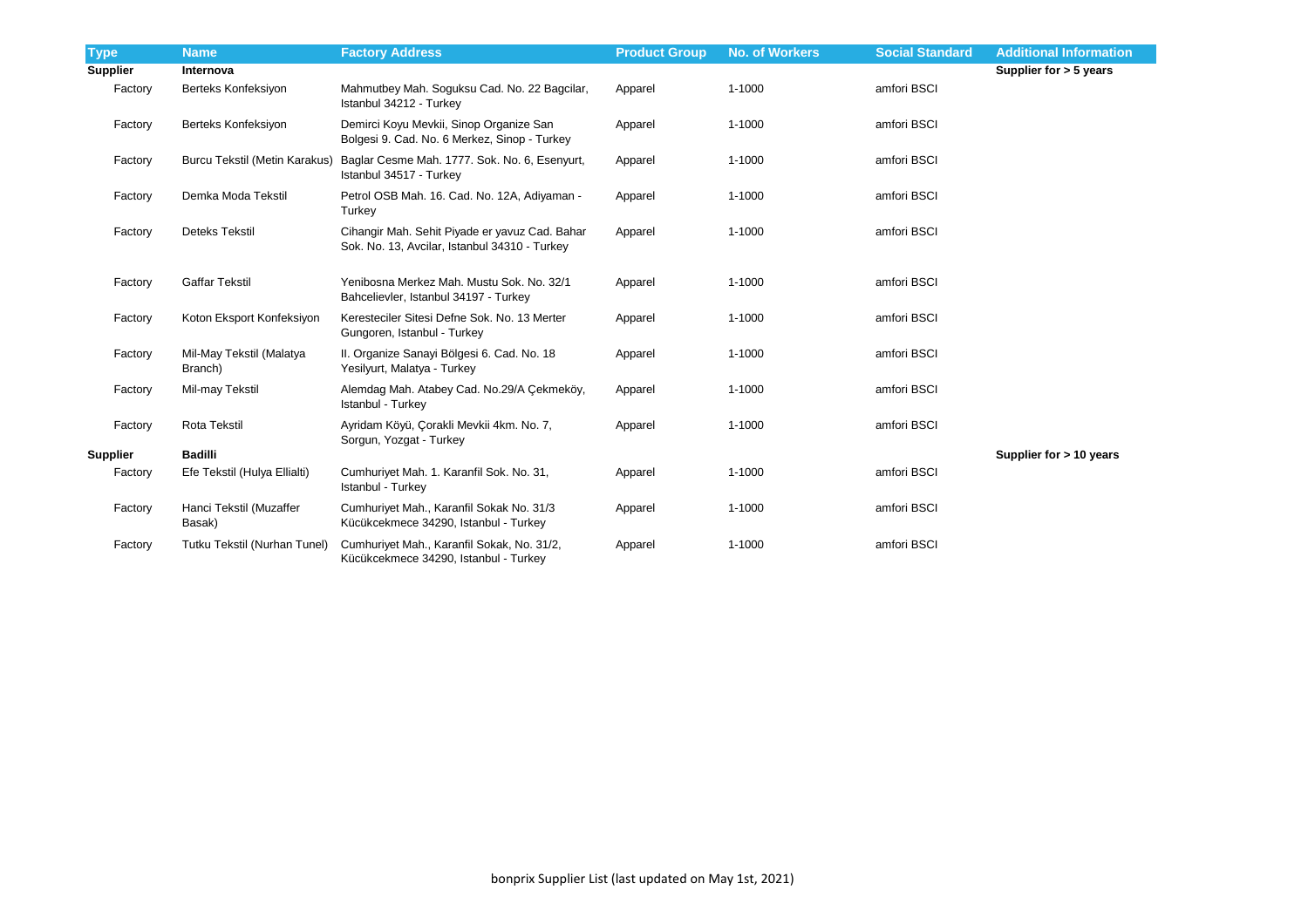| Type | Name | Factory Address | Product Group | No. of Workers | Social Standard | Additional Information |
|---|---|---|---|---|---|---|
| **Supplier** | **Internova** | | | | | **Supplier for > 5 years** |
| Factory | Berteks Konfeksiyon | Mahmutbey Mah. Soguksu Cad. No. 22 Bagcilar, Istanbul 34212 - Turkey | Apparel | 1-1000 | amfori BSCI | |
| Factory | Berteks Konfeksiyon | Demirci Koyu Mevkii, Sinop Organize San Bolgesi 9. Cad. No. 6 Merkez, Sinop - Turkey | Apparel | 1-1000 | amfori BSCI | |
| Factory | Burcu Tekstil (Metin Karakus) | Baglar Cesme Mah. 1777. Sok. No. 6, Esenyurt, Istanbul 34517 - Turkey | Apparel | 1-1000 | amfori BSCI | |
| Factory | Demka Moda Tekstil | Petrol OSB Mah. 16. Cad. No. 12A, Adiyaman - Turkey | Apparel | 1-1000 | amfori BSCI | |
| Factory | Deteks Tekstil | Cihangir Mah. Sehit Piyade er yavuz Cad. Bahar Sok. No. 13, Avcilar, Istanbul 34310 - Turkey | Apparel | 1-1000 | amfori BSCI | |
| Factory | Gaffar Tekstil | Yenibosna Merkez Mah. Mustu Sok. No. 32/1 Bahcelievler, Istanbul 34197 - Turkey | Apparel | 1-1000 | amfori BSCI | |
| Factory | Koton Eksport Konfeksiyon | Keresteciler Sitesi Defne Sok. No. 13 Merter Gungoren, Istanbul - Turkey | Apparel | 1-1000 | amfori BSCI | |
| Factory | Mil-May Tekstil (Malatya Branch) | II. Organize Sanayi Bölgesi 6. Cad. No. 18 Yesilyurt, Malatya - Turkey | Apparel | 1-1000 | amfori BSCI | |
| Factory | Mil-may Tekstil | Alemdag Mah. Atabey Cad. No.29/A Çekmeköy, Istanbul - Turkey | Apparel | 1-1000 | amfori BSCI | |
| Factory | Rota Tekstil | Ayridam Köyü, Çorakli Mevkii 4km. No. 7, Sorgun, Yozgat - Turkey | Apparel | 1-1000 | amfori BSCI | |
| **Supplier** | **Badilli** | | | | | **Supplier for > 10 years** |
| Factory | Efe Tekstil (Hulya Ellialti) | Cumhuriyet Mah. 1. Karanfil Sok. No. 31, Istanbul - Turkey | Apparel | 1-1000 | amfori BSCI | |
| Factory | Hanci Tekstil (Muzaffer Basak) | Cumhuriyet Mah., Karanfil Sokak No. 31/3 Kücükcekmece 34290, Istanbul - Turkey | Apparel | 1-1000 | amfori BSCI | |
| Factory | Tutku Tekstil (Nurhan Tunel) | Cumhuriyet Mah., Karanfil Sokak, No. 31/2, Kücükcekmece 34290, Istanbul - Turkey | Apparel | 1-1000 | amfori BSCI | |

bonprix Supplier List (last updated on May 1st, 2021)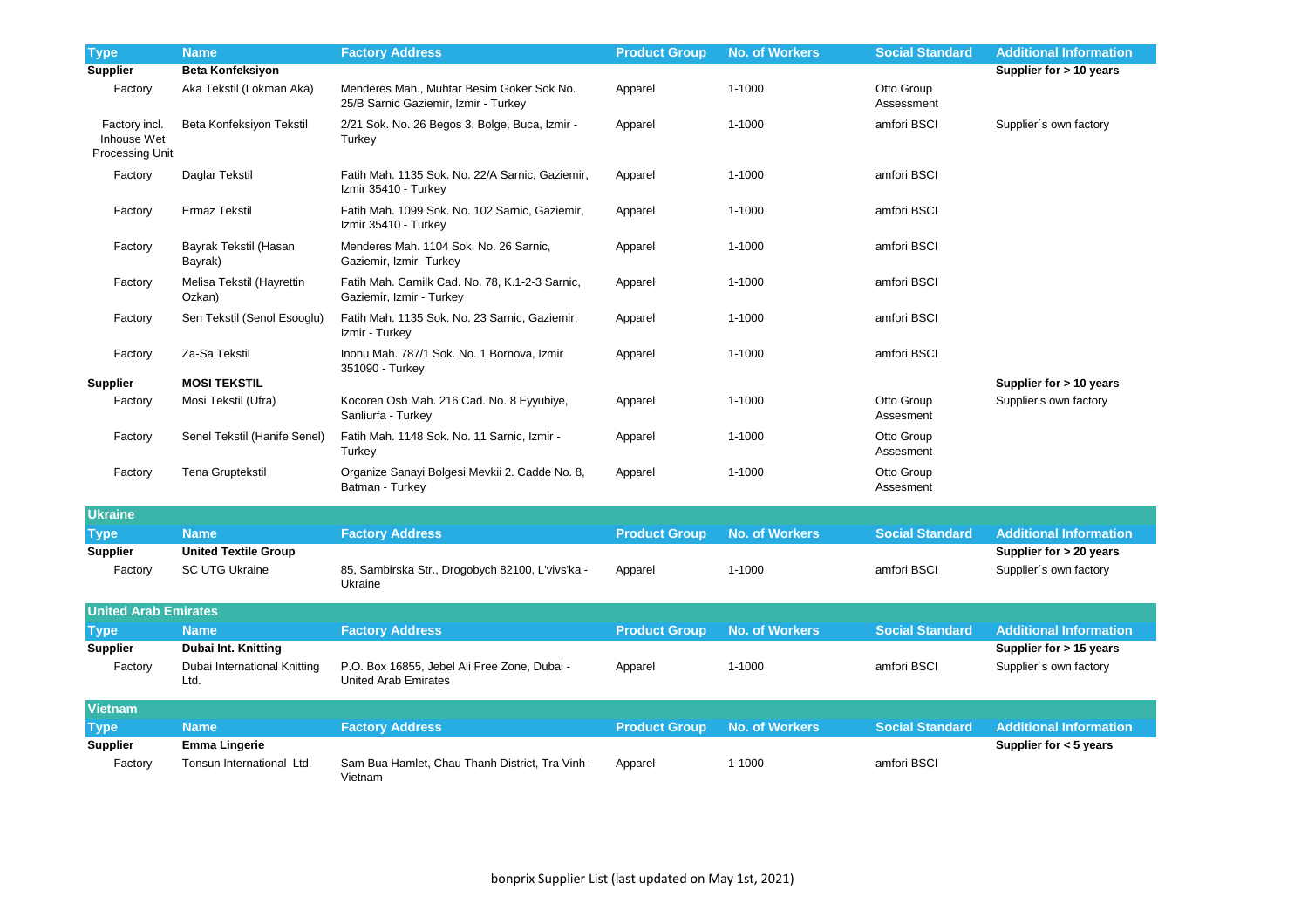| Type | Name | Factory Address | Product Group | No. of Workers | Social Standard | Additional Information |
|---|---|---|---|---|---|---|
| **Supplier** | **Beta Konfeksiyon** | | | | | **Supplier for > 10 years** |
| Factory | Aka Tekstil (Lokman Aka) | Menderes Mah., Muhtar Besim Goker Sok No. 25/B Sarnic Gaziemir, Izmir - Turkey | Apparel | 1-1000 | Otto Group Assessment | |
| Factory incl. Inhouse Wet Processing Unit | Beta Konfeksiyon Tekstil | 2/21 Sok. No. 26 Begos 3. Bolge, Buca, Izmir - Turkey | Apparel | 1-1000 | amfori BSCI | Supplier´s own factory |
| Factory | Daglar Tekstil | Fatih Mah. 1135 Sok. No. 22/A Sarnic, Gaziemir, Izmir 35410 - Turkey | Apparel | 1-1000 | amfori BSCI | |
| Factory | Ermaz Tekstil | Fatih Mah. 1099 Sok. No. 102 Sarnic, Gaziemir, Izmir 35410 - Turkey | Apparel | 1-1000 | amfori BSCI | |
| Factory | Bayrak Tekstil (Hasan Bayrak) | Menderes Mah. 1104 Sok. No. 26 Sarnic, Gaziemir, Izmir -Turkey | Apparel | 1-1000 | amfori BSCI | |
| Factory | Melisa Tekstil (Hayrettin Ozkan) | Fatih Mah. Camilk Cad. No. 78, K.1-2-3 Sarnic, Gaziemir, Izmir - Turkey | Apparel | 1-1000 | amfori BSCI | |
| Factory | Sen Tekstil (Senol Esooglu) | Fatih Mah. 1135 Sok. No. 23 Sarnic, Gaziemir, Izmir - Turkey | Apparel | 1-1000 | amfori BSCI | |
| Factory | Za-Sa Tekstil | Inonu Mah. 787/1 Sok. No. 1 Bornova, Izmir 351090 - Turkey | Apparel | 1-1000 | amfori BSCI | |
| **Supplier** | **MOSI TEKSTIL** | | | | | **Supplier for > 10 years** |
| Factory | Mosi Tekstil (Ufra) | Kocoren Osb Mah. 216 Cad. No. 8 Eyyubiye, Sanliurfa - Turkey | Apparel | 1-1000 | Otto Group Assesment | Supplier's own factory |
| Factory | Senel Tekstil (Hanife Senel) | Fatih Mah. 1148 Sok. No. 11 Sarnic, Izmir - Turkey | Apparel | 1-1000 | Otto Group Assesment | |
| Factory | Tena Gruptekstil | Organize Sanayi Bolgesi Mevkii 2. Cadde No. 8, Batman - Turkey | Apparel | 1-1000 | Otto Group Assesment | |

## Ukraine

| Type | Name | Factory Address | Product Group | No. of Workers | Social Standard | Additional Information |
|---|---|---|---|---|---|---|
| **Supplier** | **United Textile Group** | | | | | **Supplier for > 20 years** |
| Factory | SC UTG Ukraine | 85, Sambirska Str., Drogobych 82100, L'vivs'ka - Ukraine | Apparel | 1-1000 | amfori BSCI | Supplier´s own factory |

## United Arab Emirates

| Type | Name | Factory Address | Product Group | No. of Workers | Social Standard | Additional Information |
|---|---|---|---|---|---|---|
| **Supplier** | **Dubai Int. Knitting** | | | | | **Supplier for > 15 years** |
| Factory | Dubai International Knitting Ltd. | P.O. Box 16855, Jebel Ali Free Zone, Dubai - United Arab Emirates | Apparel | 1-1000 | amfori BSCI | Supplier´s own factory |

## Vietnam

| Type | Name | Factory Address | Product Group | No. of Workers | Social Standard | Additional Information |
|---|---|---|---|---|---|---|
| **Supplier** | **Emma Lingerie** | | | | | **Supplier for < 5 years** |
| Factory | Tonsun International Ltd. | Sam Bua Hamlet, Chau Thanh District, Tra Vinh - Vietnam | Apparel | 1-1000 | amfori BSCI | |

bonprix Supplier List (last updated on May 1st, 2021)